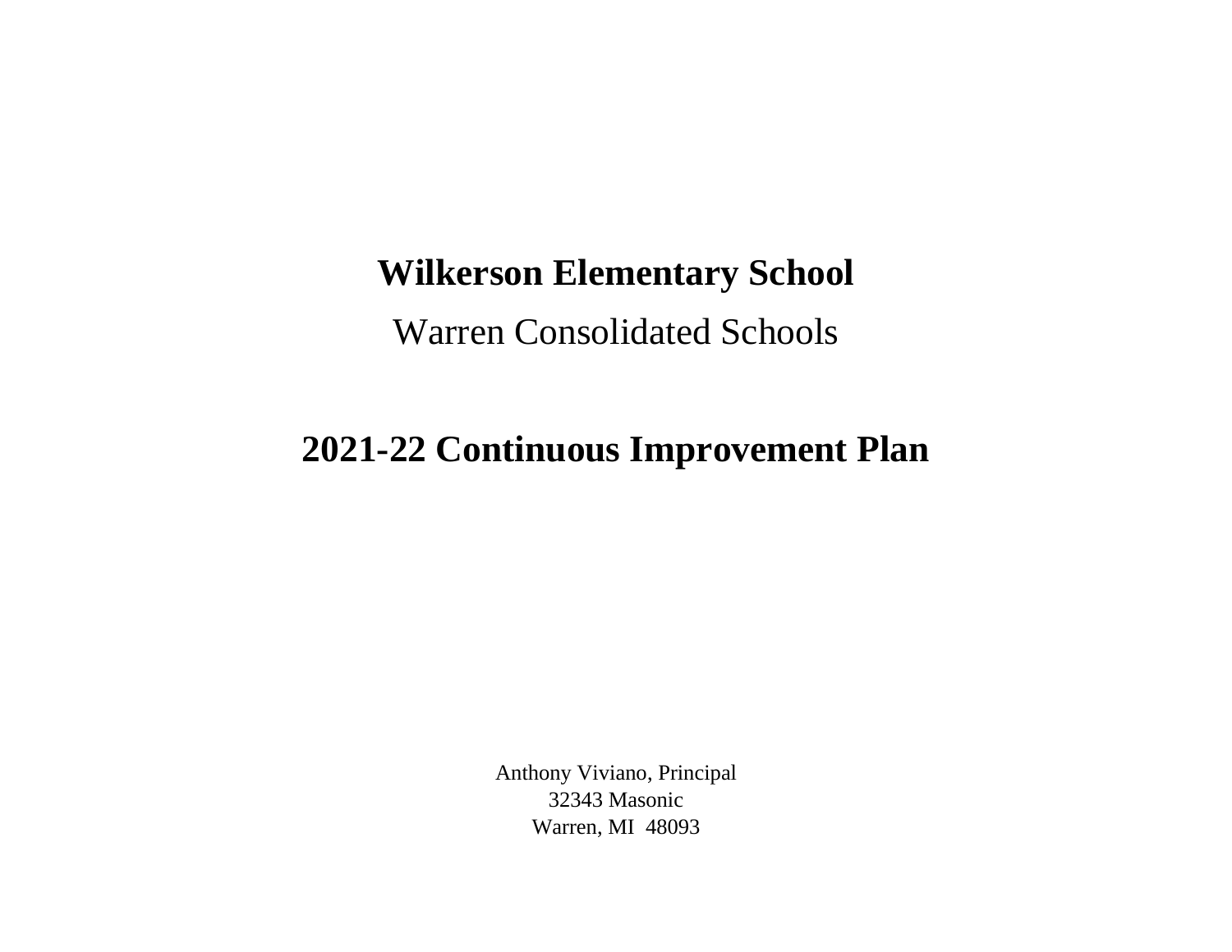# Wilkerson Elementary School

Warren Consolidated Schools

# 2021-22 Continuous Improvement Plan

Anthony Viviano, Principal
32343 Masonic
Warren, MI  48093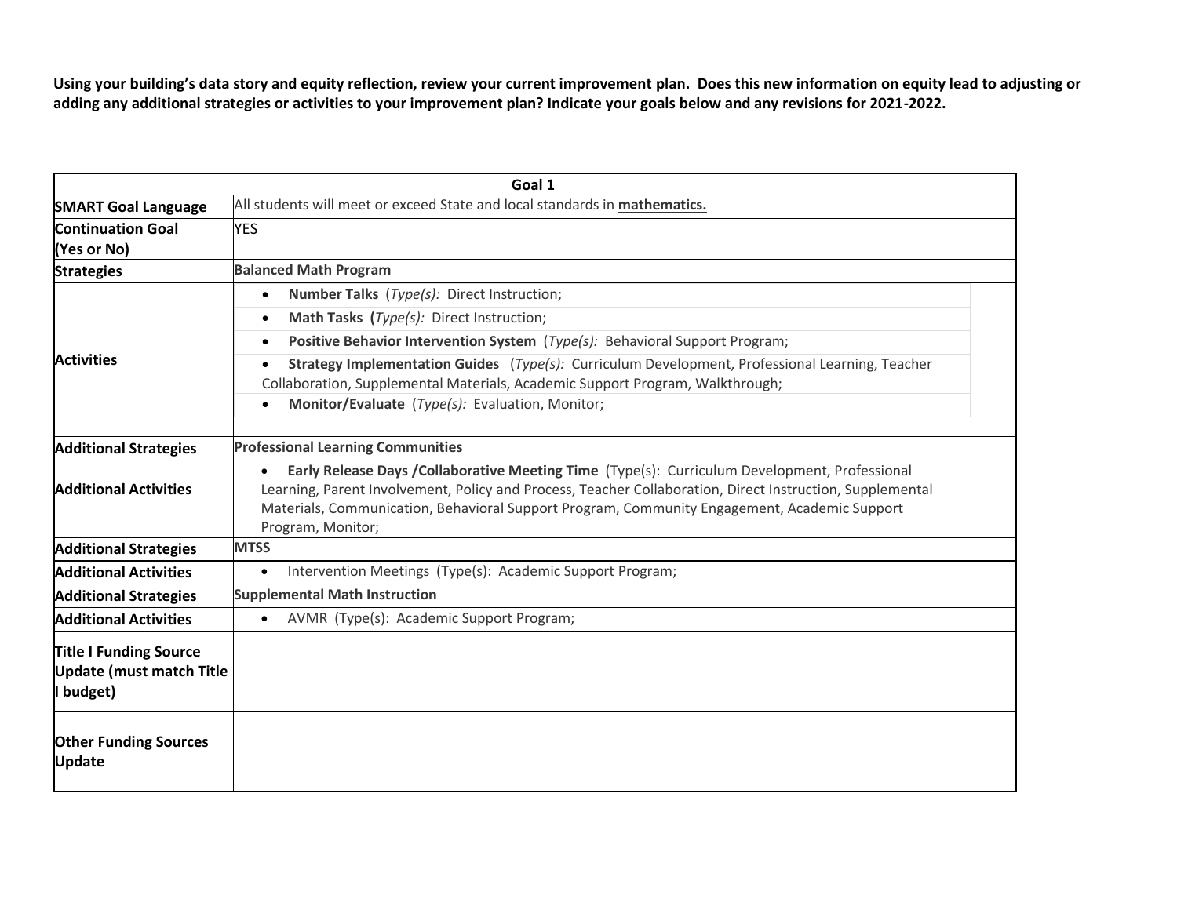**Using your building's data story and equity reflection, review your current improvement plan. Does this new information on equity lead to adjusting or adding any additional strategies or activities to your improvement plan? Indicate your goals below and any revisions for 2021-2022.**

| Goal 1 | |
|---|---|
| **SMART Goal Language** | All students will meet or exceed State and local standards in **mathematics.** |
| **Continuation Goal (Yes or No)** | YES |
| **Strategies** | **Balanced Math Program** |
| **Activities** | • **Number Talks** (*Type(s):* Direct Instruction;<br>• **Math Tasks (***Type(s):* Direct Instruction;<br>• **Positive Behavior Intervention System** (*Type(s):* Behavioral Support Program;<br>• **Strategy Implementation Guides** (*Type(s):* Curriculum Development, Professional Learning, Teacher Collaboration, Supplemental Materials, Academic Support Program, Walkthrough;<br>• **Monitor/Evaluate** (*Type(s):* Evaluation, Monitor; |
| **Additional Strategies** | **Professional Learning Communities** |
| **Additional Activities** | • **Early Release Days /Collaborative Meeting Time** (Type(s): Curriculum Development, Professional Learning, Parent Involvement, Policy and Process, Teacher Collaboration, Direct Instruction, Supplemental Materials, Communication, Behavioral Support Program, Community Engagement, Academic Support Program, Monitor; |
| **Additional Strategies** | **MTSS** |
| **Additional Activities** | • Intervention Meetings (Type(s): Academic Support Program; |
| **Additional Strategies** | **Supplemental Math Instruction** |
| **Additional Activities** | • AVMR (Type(s): Academic Support Program; |
| **Title I Funding Source Update (must match Title I budget)** | |
| **Other Funding Sources Update** | |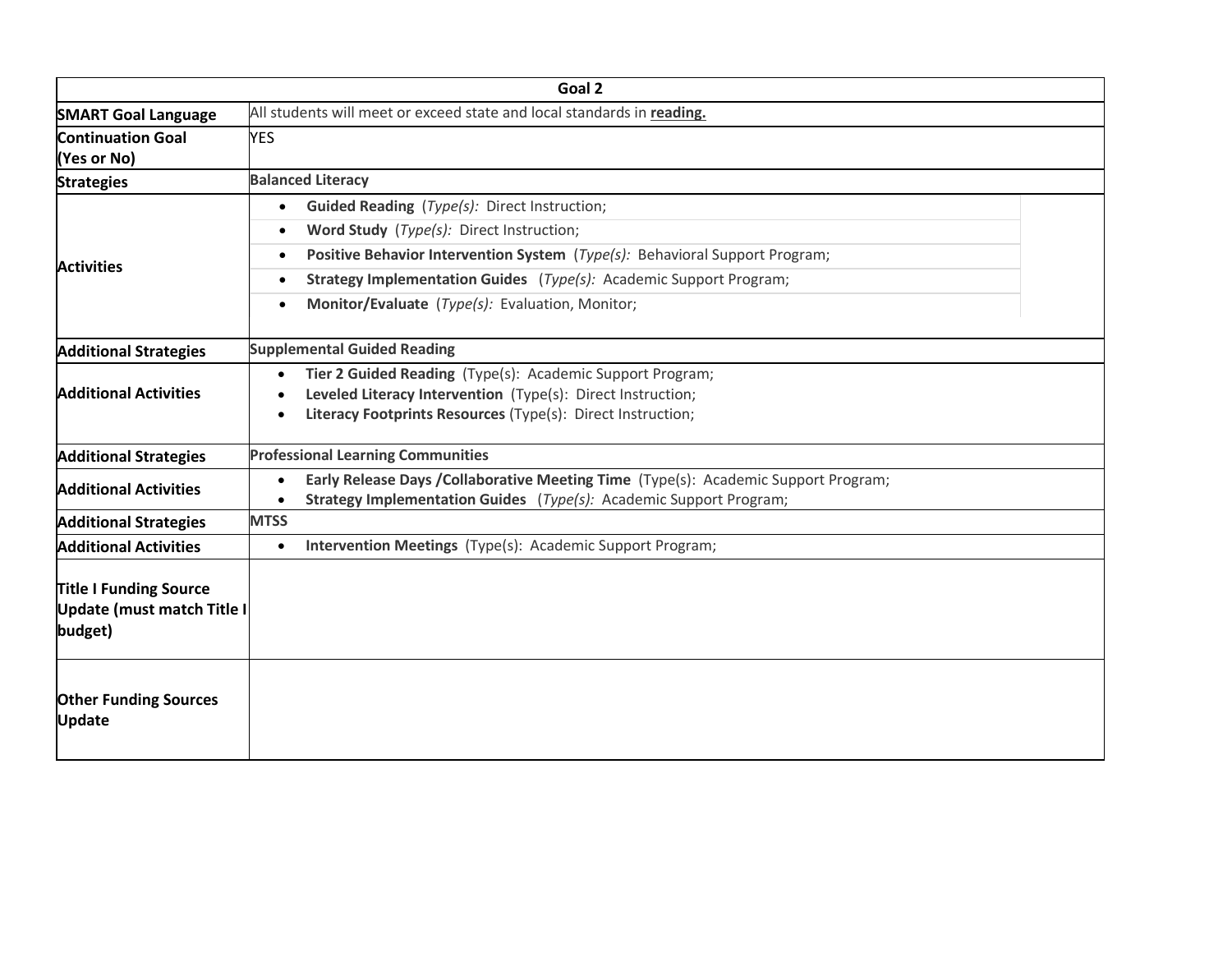| Goal 2 | |
|---|---|
| **SMART Goal Language** | All students will meet or exceed state and local standards in **reading.** |
| **Continuation Goal (Yes or No)** | YES |
| **Strategies** | **Balanced Literacy** |
| **Activities** | • **Guided Reading** (*Type(s):* Direct Instruction;<br>• **Word Study** (*Type(s):* Direct Instruction;<br>• **Positive Behavior Intervention System** (*Type(s):* Behavioral Support Program;<br>• **Strategy Implementation Guides** (*Type(s):* Academic Support Program;<br>• **Monitor/Evaluate** (*Type(s):* Evaluation, Monitor; |
| **Additional Strategies** | **Supplemental Guided Reading** |
| **Additional Activities** | • **Tier 2 Guided Reading** (Type(s): Academic Support Program;<br>• **Leveled Literacy Intervention** (Type(s): Direct Instruction;<br>• **Literacy Footprints Resources** (Type(s): Direct Instruction; |
| **Additional Strategies** | **Professional Learning Communities** |
| **Additional Activities** | • **Early Release Days /Collaborative Meeting Time** (Type(s): Academic Support Program;<br>• **Strategy Implementation Guides** (*Type(s):* Academic Support Program; |
| **Additional Strategies** | **MTSS** |
| **Additional Activities** | • **Intervention Meetings** (Type(s): Academic Support Program; |
| **Title I Funding Source Update (must match Title I budget)** | |
| **Other Funding Sources Update** | |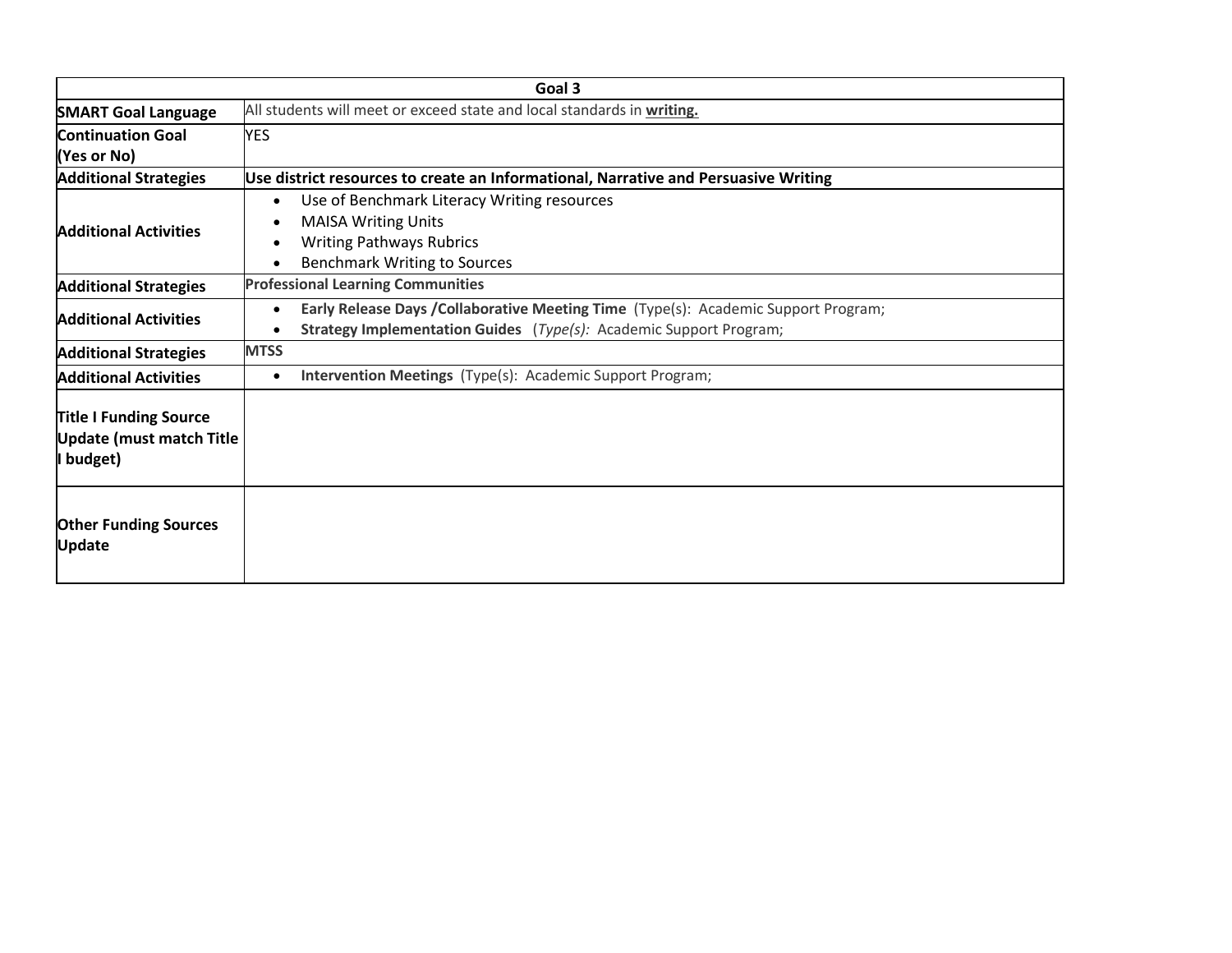| Goal 3 | |
|---|---|
| **SMART Goal Language** | All students will meet or exceed state and local standards in **writing.** |
| **Continuation Goal (Yes or No)** | YES |
| **Additional Strategies** | **Use district resources to create an Informational, Narrative and Persuasive Writing** |
| **Additional Activities** | • Use of Benchmark Literacy Writing resources<br>• MAISA Writing Units<br>• Writing Pathways Rubrics<br>• Benchmark Writing to Sources |
| **Additional Strategies** | **Professional Learning Communities** |
| **Additional Activities** | • **Early Release Days /Collaborative Meeting Time** (Type(s): Academic Support Program;<br>• **Strategy Implementation Guides** (*Type(s):* Academic Support Program; |
| **Additional Strategies** | **MTSS** |
| **Additional Activities** | • **Intervention Meetings** (Type(s): Academic Support Program; |
| **Title I Funding Source Update (must match Title I budget)** | |
| **Other Funding Sources Update** | |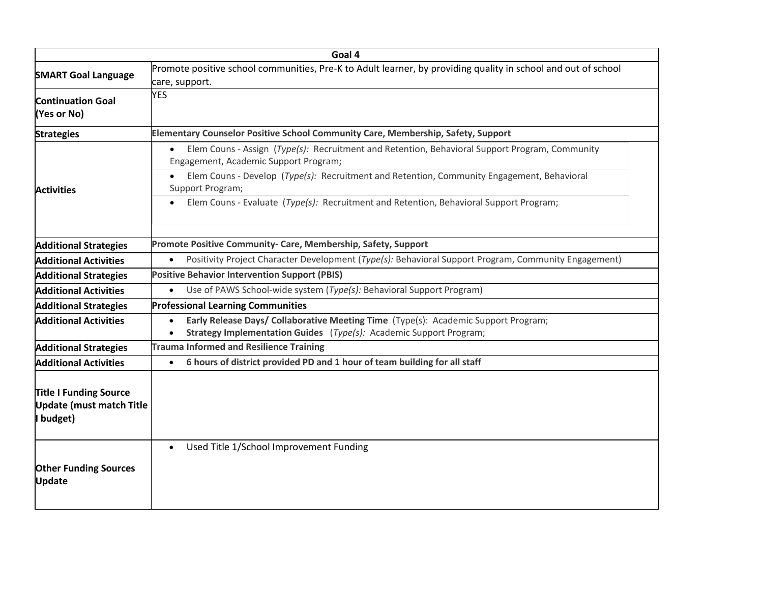| Goal 4 | |
|---|---|
| **SMART Goal Language** | Promote positive school communities, Pre-K to Adult learner, by providing quality in school and out of school care, support. |
| **Continuation Goal (Yes or No)** | YES |
| **Strategies** | **Elementary Counselor Positive School Community Care, Membership, Safety, Support** |
| **Activities** | • Elem Couns - Assign (*Type(s):* Recruitment and Retention, Behavioral Support Program, Community Engagement, Academic Support Program;<br>• Elem Couns - Develop (*Type(s):* Recruitment and Retention, Community Engagement, Behavioral Support Program;<br>• Elem Couns - Evaluate (*Type(s):* Recruitment and Retention, Behavioral Support Program; |
| **Additional Strategies** | **Promote Positive Community- Care, Membership, Safety, Support** |
| **Additional Activities** | • Positivity Project Character Development (*Type(s):* Behavioral Support Program, Community Engagement) |
| **Additional Strategies** | **Positive Behavior Intervention Support (PBIS)** |
| **Additional Activities** | • Use of PAWS School-wide system (*Type(s):* Behavioral Support Program) |
| **Additional Strategies** | **Professional Learning Communities** |
| **Additional Activities** | • **Early Release Days/ Collaborative Meeting Time** (Type(s): Academic Support Program;<br>• **Strategy Implementation Guides** (*Type(s):* Academic Support Program; |
| **Additional Strategies** | **Trauma Informed and Resilience Training** |
| **Additional Activities** | • **6 hours of district provided PD and 1 hour of team building for all staff** |
| **Title I Funding Source Update (must match Title I budget)** | |
| **Other Funding Sources Update** | • Used Title 1/School Improvement Funding |